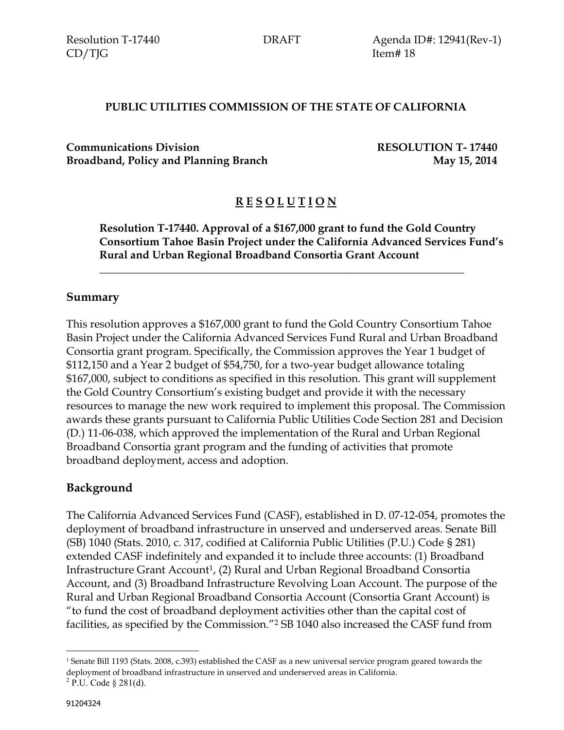Resolution T-17440 DRAFT Agenda ID#: 12941(Rev-1)
CD/TJG Item# 18

**PUBLIC UTILITIES COMMISSION OF THE STATE OF CALIFORNIA**

**Communications Division** **RESOLUTION T- 17440**
**Broadband, Policy and Planning Branch** **May 15, 2014**

# **R E S O L U T I O N**

**Resolution T-17440. Approval of a $167,000 grant to fund the Gold Country Consortium Tahoe Basin Project under the California Advanced Services Fund's Rural and Urban Regional Broadband Consortia Grant Account**

---

## Summary

This resolution approves a $167,000 grant to fund the Gold Country Consortium Tahoe Basin Project under the California Advanced Services Fund Rural and Urban Broadband Consortia grant program. Specifically, the Commission approves the Year 1 budget of $112,150 and a Year 2 budget of $54,750, for a two-year budget allowance totaling $167,000, subject to conditions as specified in this resolution. This grant will supplement the Gold Country Consortium's existing budget and provide it with the necessary resources to manage the new work required to implement this proposal. The Commission awards these grants pursuant to California Public Utilities Code Section 281 and Decision (D.) 11-06-038, which approved the implementation of the Rural and Urban Regional Broadband Consortia grant program and the funding of activities that promote broadband deployment, access and adoption.

## Background

The California Advanced Services Fund (CASF), established in D. 07-12-054, promotes the deployment of broadband infrastructure in unserved and underserved areas. Senate Bill (SB) 1040 (Stats. 2010, c. 317, codified at California Public Utilities (P.U.) Code § 281) extended CASF indefinitely and expanded it to include three accounts: (1) Broadband Infrastructure Grant Account[1], (2) Rural and Urban Regional Broadband Consortia Account, and (3) Broadband Infrastructure Revolving Loan Account. The purpose of the Rural and Urban Regional Broadband Consortia Account (Consortia Grant Account) is "to fund the cost of broadband deployment activities other than the capital cost of facilities, as specified by the Commission."[2] SB 1040 also increased the CASF fund from

[1] Senate Bill 1193 (Stats. 2008, c.393) established the CASF as a new universal service program geared towards the deployment of broadband infrastructure in unserved and underserved areas in California.

[2] P.U. Code § 281(d).

91204324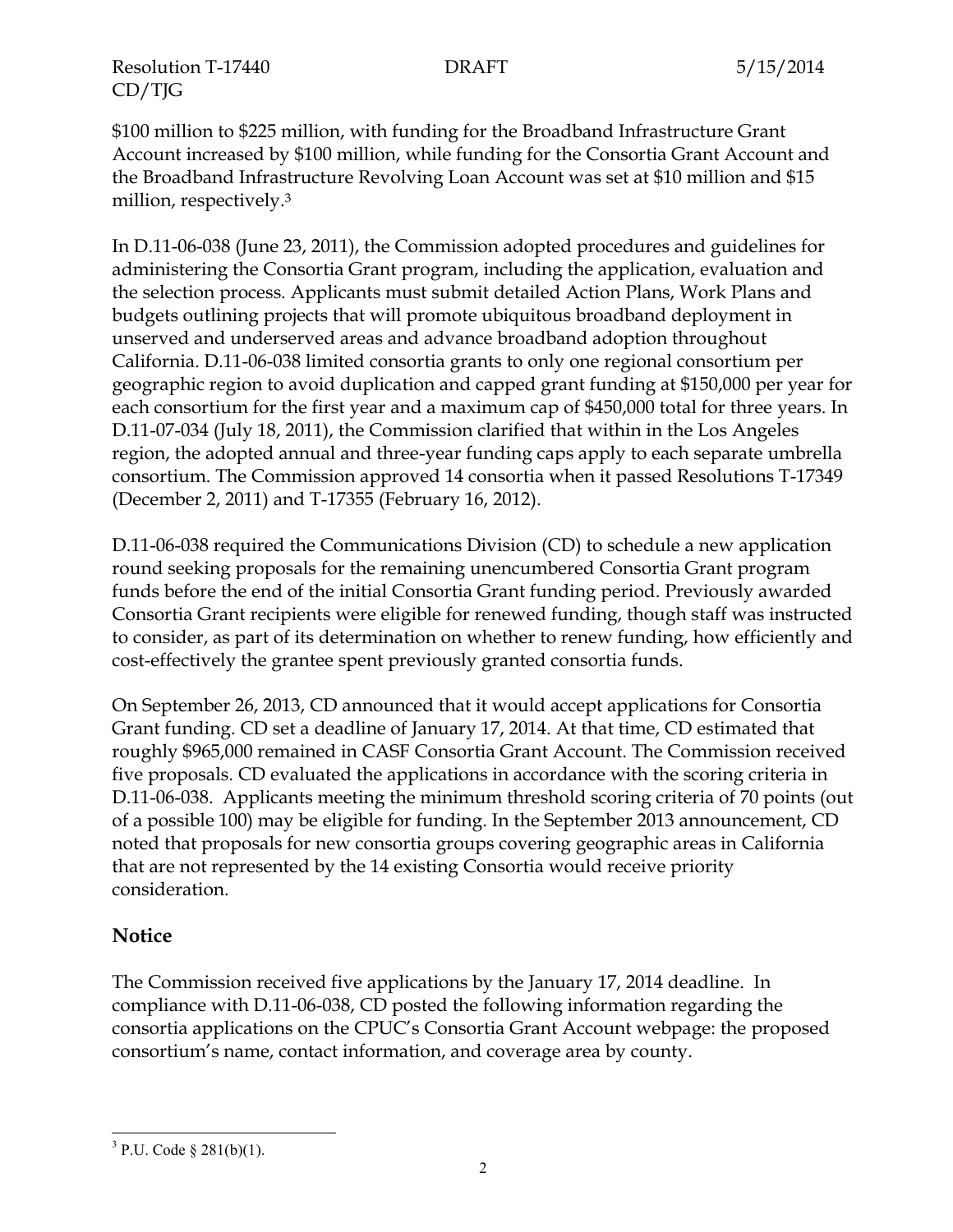$100 million to $225 million, with funding for the Broadband Infrastructure Grant Account increased by $100 million, while funding for the Consortia Grant Account and the Broadband Infrastructure Revolving Loan Account was set at $10 million and $15 million, respectively.[3]

In D.11-06-038 (June 23, 2011), the Commission adopted procedures and guidelines for administering the Consortia Grant program, including the application, evaluation and the selection process. Applicants must submit detailed Action Plans, Work Plans and budgets outlining projects that will promote ubiquitous broadband deployment in unserved and underserved areas and advance broadband adoption throughout California. D.11-06-038 limited consortia grants to only one regional consortium per geographic region to avoid duplication and capped grant funding at $150,000 per year for each consortium for the first year and a maximum cap of $450,000 total for three years. In D.11-07-034 (July 18, 2011), the Commission clarified that within in the Los Angeles region, the adopted annual and three-year funding caps apply to each separate umbrella consortium. The Commission approved 14 consortia when it passed Resolutions T-17349 (December 2, 2011) and T-17355 (February 16, 2012).

D.11-06-038 required the Communications Division (CD) to schedule a new application round seeking proposals for the remaining unencumbered Consortia Grant program funds before the end of the initial Consortia Grant funding period. Previously awarded Consortia Grant recipients were eligible for renewed funding, though staff was instructed to consider, as part of its determination on whether to renew funding, how efficiently and cost-effectively the grantee spent previously granted consortia funds.

On September 26, 2013, CD announced that it would accept applications for Consortia Grant funding. CD set a deadline of January 17, 2014. At that time, CD estimated that roughly $965,000 remained in CASF Consortia Grant Account. The Commission received five proposals. CD evaluated the applications in accordance with the scoring criteria in D.11-06-038. Applicants meeting the minimum threshold scoring criteria of 70 points (out of a possible 100) may be eligible for funding. In the September 2013 announcement, CD noted that proposals for new consortia groups covering geographic areas in California that are not represented by the 14 existing Consortia would receive priority consideration.

## Notice

The Commission received five applications by the January 17, 2014 deadline. In compliance with D.11-06-038, CD posted the following information regarding the consortia applications on the CPUC's Consortia Grant Account webpage: the proposed consortium's name, contact information, and coverage area by county.

---

[3] P.U. Code § 281(b)(1).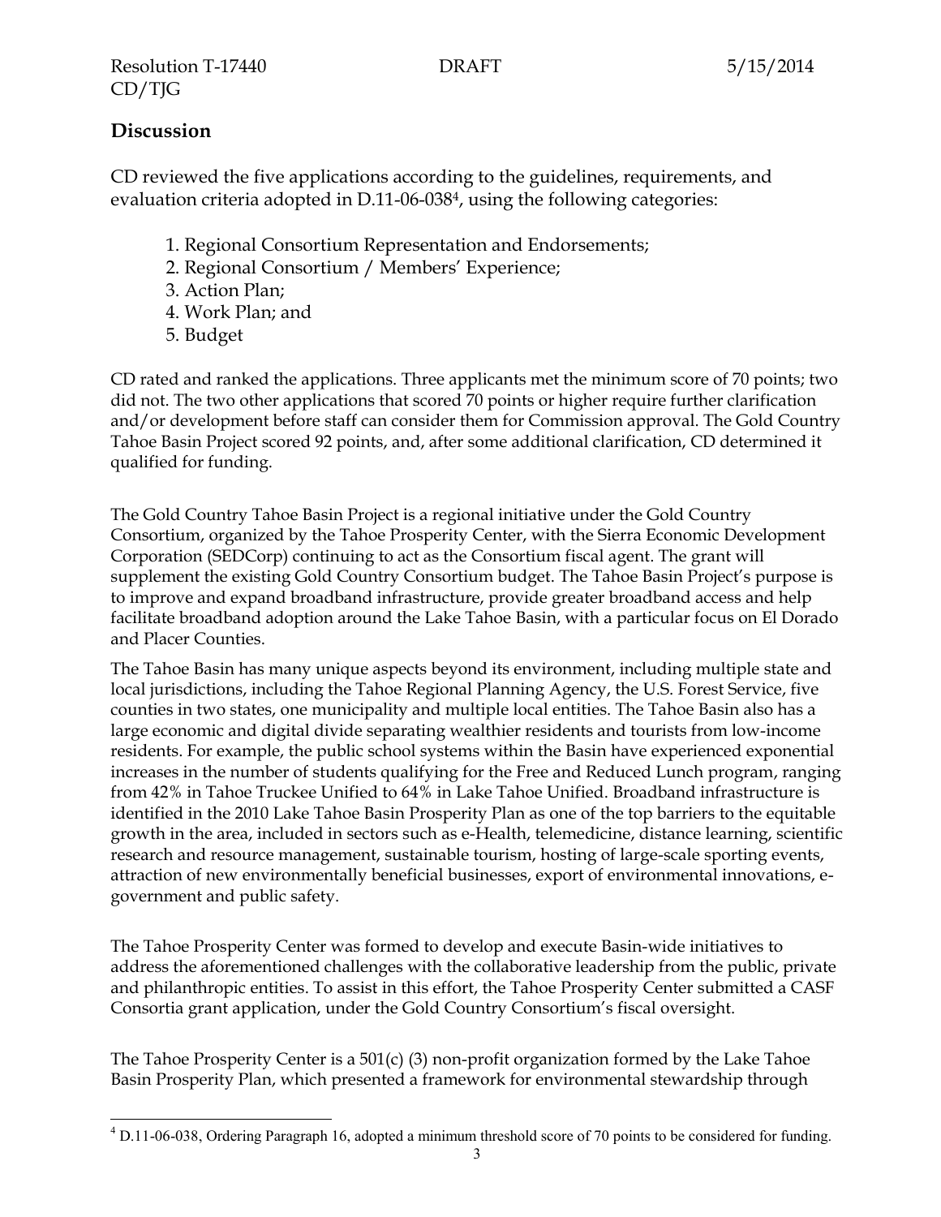## Discussion

CD reviewed the five applications according to the guidelines, requirements, and evaluation criteria adopted in D.11-06-038[4], using the following categories:

1. Regional Consortium Representation and Endorsements;
2. Regional Consortium / Members' Experience;
3. Action Plan;
4. Work Plan; and
5. Budget

CD rated and ranked the applications. Three applicants met the minimum score of 70 points; two did not. The two other applications that scored 70 points or higher require further clarification and/or development before staff can consider them for Commission approval. The Gold Country Tahoe Basin Project scored 92 points, and, after some additional clarification, CD determined it qualified for funding.

The Gold Country Tahoe Basin Project is a regional initiative under the Gold Country Consortium, organized by the Tahoe Prosperity Center, with the Sierra Economic Development Corporation (SEDCorp) continuing to act as the Consortium fiscal agent. The grant will supplement the existing Gold Country Consortium budget. The Tahoe Basin Project's purpose is to improve and expand broadband infrastructure, provide greater broadband access and help facilitate broadband adoption around the Lake Tahoe Basin, with a particular focus on El Dorado and Placer Counties.

The Tahoe Basin has many unique aspects beyond its environment, including multiple state and local jurisdictions, including the Tahoe Regional Planning Agency, the U.S. Forest Service, five counties in two states, one municipality and multiple local entities. The Tahoe Basin also has a large economic and digital divide separating wealthier residents and tourists from low-income residents. For example, the public school systems within the Basin have experienced exponential increases in the number of students qualifying for the Free and Reduced Lunch program, ranging from 42% in Tahoe Truckee Unified to 64% in Lake Tahoe Unified. Broadband infrastructure is identified in the 2010 Lake Tahoe Basin Prosperity Plan as one of the top barriers to the equitable growth in the area, included in sectors such as e-Health, telemedicine, distance learning, scientific research and resource management, sustainable tourism, hosting of large-scale sporting events, attraction of new environmentally beneficial businesses, export of environmental innovations, e-government and public safety.

The Tahoe Prosperity Center was formed to develop and execute Basin-wide initiatives to address the aforementioned challenges with the collaborative leadership from the public, private and philanthropic entities. To assist in this effort, the Tahoe Prosperity Center submitted a CASF Consortia grant application, under the Gold Country Consortium's fiscal oversight.

The Tahoe Prosperity Center is a 501(c) (3) non-profit organization formed by the Lake Tahoe Basin Prosperity Plan, which presented a framework for environmental stewardship through

---

[4] D.11-06-038, Ordering Paragraph 16, adopted a minimum threshold score of 70 points to be considered for funding.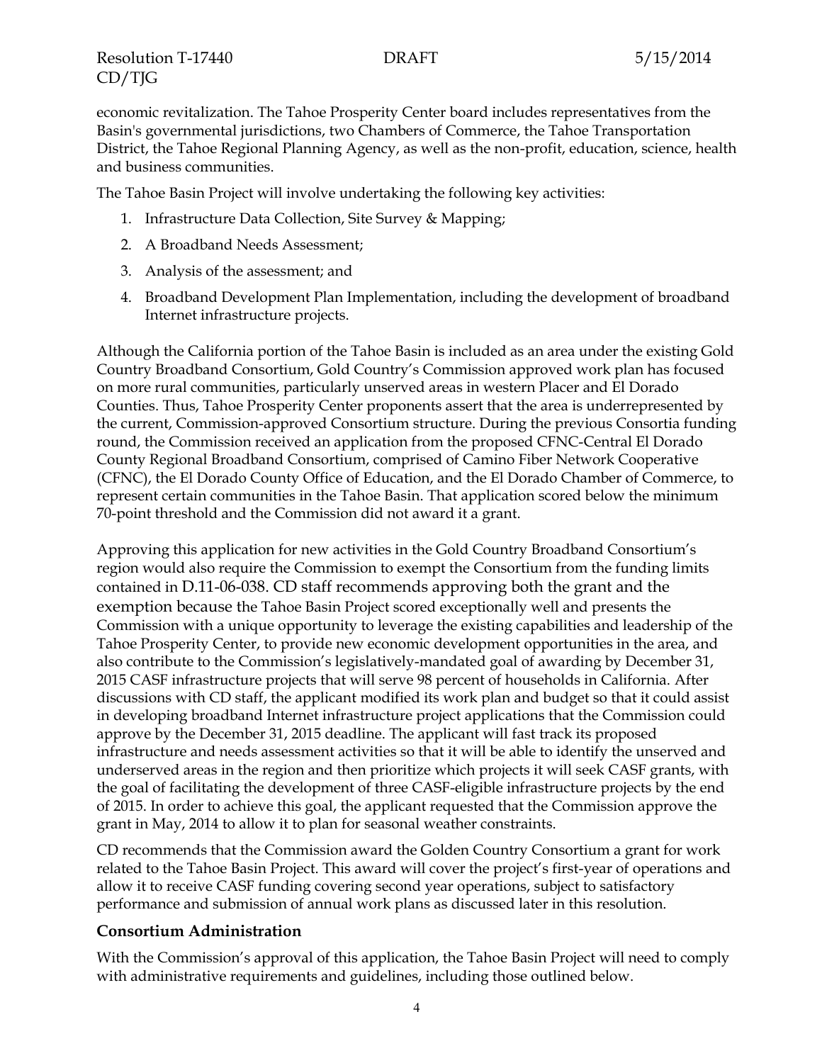economic revitalization. The Tahoe Prosperity Center board includes representatives from the Basin's governmental jurisdictions, two Chambers of Commerce, the Tahoe Transportation District, the Tahoe Regional Planning Agency, as well as the non-profit, education, science, health and business communities.

The Tahoe Basin Project will involve undertaking the following key activities:

1. Infrastructure Data Collection, Site Survey & Mapping;
2. A Broadband Needs Assessment;
3. Analysis of the assessment; and
4. Broadband Development Plan Implementation, including the development of broadband Internet infrastructure projects.

Although the California portion of the Tahoe Basin is included as an area under the existing Gold Country Broadband Consortium, Gold Country's Commission approved work plan has focused on more rural communities, particularly unserved areas in western Placer and El Dorado Counties. Thus, Tahoe Prosperity Center proponents assert that the area is underrepresented by the current, Commission-approved Consortium structure. During the previous Consortia funding round, the Commission received an application from the proposed CFNC-Central El Dorado County Regional Broadband Consortium, comprised of Camino Fiber Network Cooperative (CFNC), the El Dorado County Office of Education, and the El Dorado Chamber of Commerce, to represent certain communities in the Tahoe Basin. That application scored below the minimum 70-point threshold and the Commission did not award it a grant.

Approving this application for new activities in the Gold Country Broadband Consortium's region would also require the Commission to exempt the Consortium from the funding limits contained in D.11-06-038. CD staff recommends approving both the grant and the exemption because the Tahoe Basin Project scored exceptionally well and presents the Commission with a unique opportunity to leverage the existing capabilities and leadership of the Tahoe Prosperity Center, to provide new economic development opportunities in the area, and also contribute to the Commission's legislatively-mandated goal of awarding by December 31, 2015 CASF infrastructure projects that will serve 98 percent of households in California. After discussions with CD staff, the applicant modified its work plan and budget so that it could assist in developing broadband Internet infrastructure project applications that the Commission could approve by the December 31, 2015 deadline. The applicant will fast track its proposed infrastructure and needs assessment activities so that it will be able to identify the unserved and underserved areas in the region and then prioritize which projects it will seek CASF grants, with the goal of facilitating the development of three CASF-eligible infrastructure projects by the end of 2015. In order to achieve this goal, the applicant requested that the Commission approve the grant in May, 2014 to allow it to plan for seasonal weather constraints.

CD recommends that the Commission award the Golden Country Consortium a grant for work related to the Tahoe Basin Project. This award will cover the project's first-year of operations and allow it to receive CASF funding covering second year operations, subject to satisfactory performance and submission of annual work plans as discussed later in this resolution.

### Consortium Administration

With the Commission's approval of this application, the Tahoe Basin Project will need to comply with administrative requirements and guidelines, including those outlined below.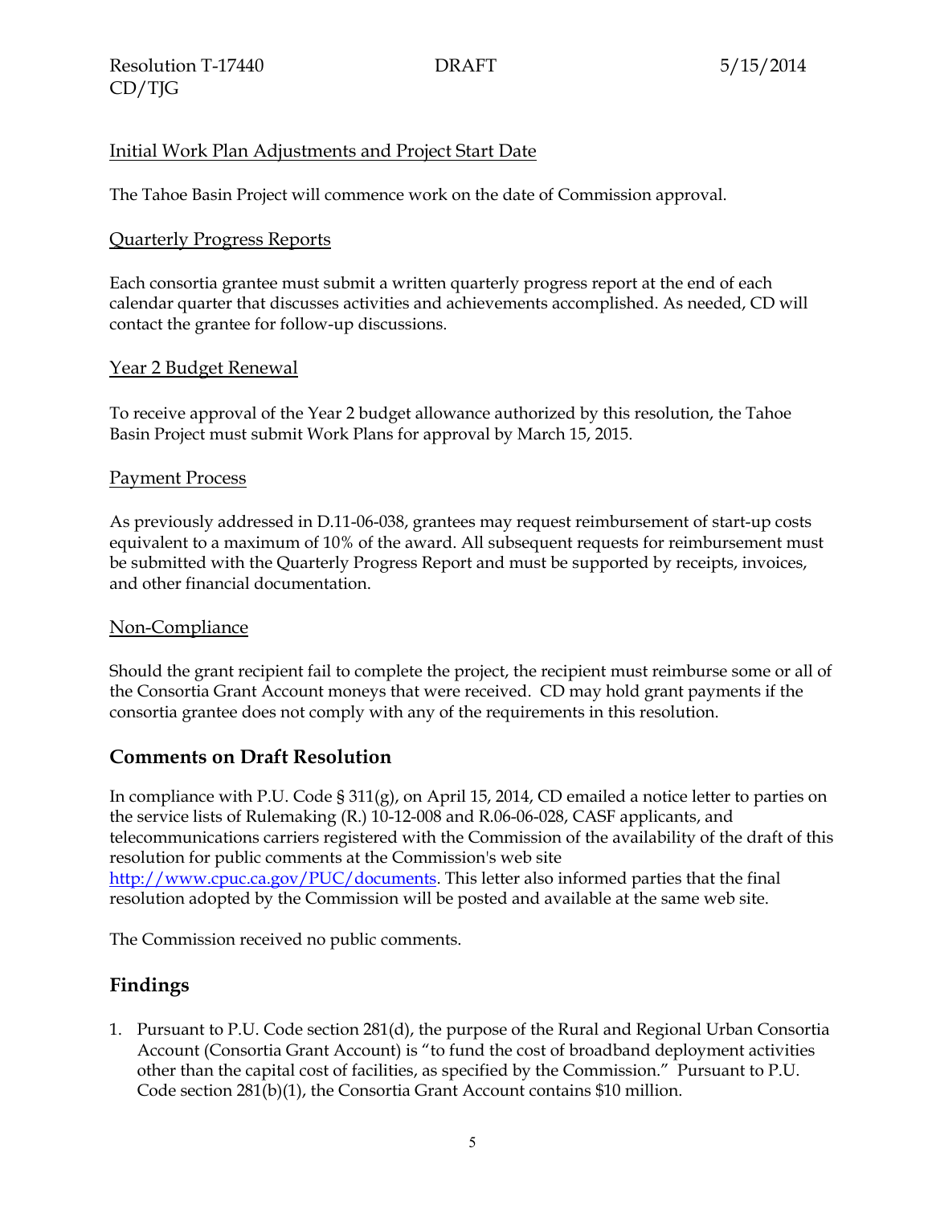Initial Work Plan Adjustments and Project Start Date

The Tahoe Basin Project will commence work on the date of Commission approval.

Quarterly Progress Reports

Each consortia grantee must submit a written quarterly progress report at the end of each calendar quarter that discusses activities and achievements accomplished. As needed, CD will contact the grantee for follow-up discussions.

Year 2 Budget Renewal

To receive approval of the Year 2 budget allowance authorized by this resolution, the Tahoe Basin Project must submit Work Plans for approval by March 15, 2015.

Payment Process

As previously addressed in D.11-06-038, grantees may request reimbursement of start-up costs equivalent to a maximum of 10% of the award. All subsequent requests for reimbursement must be submitted with the Quarterly Progress Report and must be supported by receipts, invoices, and other financial documentation.

Non-Compliance

Should the grant recipient fail to complete the project, the recipient must reimburse some or all of the Consortia Grant Account moneys that were received. CD may hold grant payments if the consortia grantee does not comply with any of the requirements in this resolution.

## Comments on Draft Resolution

In compliance with P.U. Code § 311(g), on April 15, 2014, CD emailed a notice letter to parties on the service lists of Rulemaking (R.) 10-12-008 and R.06-06-028, CASF applicants, and telecommunications carriers registered with the Commission of the availability of the draft of this resolution for public comments at the Commission's web site http://www.cpuc.ca.gov/PUC/documents. This letter also informed parties that the final resolution adopted by the Commission will be posted and available at the same web site.

The Commission received no public comments.

## Findings

1. Pursuant to P.U. Code section 281(d), the purpose of the Rural and Regional Urban Consortia Account (Consortia Grant Account) is "to fund the cost of broadband deployment activities other than the capital cost of facilities, as specified by the Commission." Pursuant to P.U. Code section 281(b)(1), the Consortia Grant Account contains $10 million.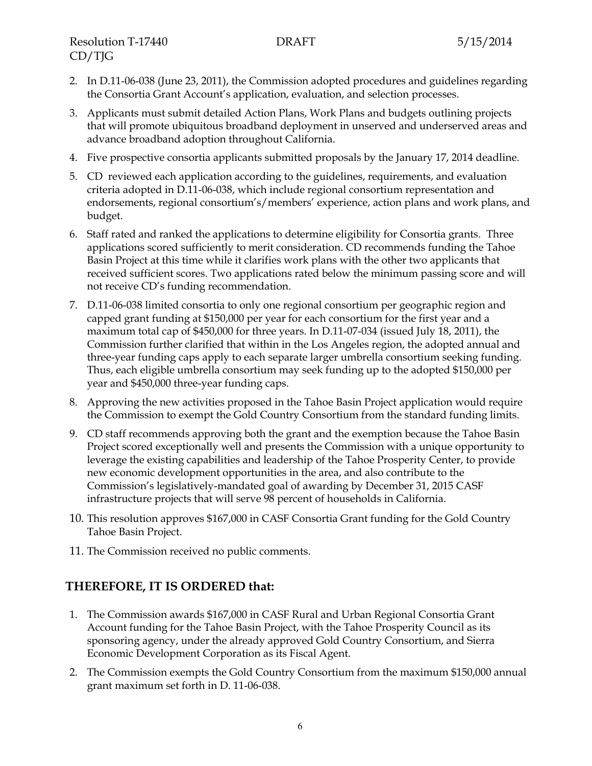2. In D.11-06-038 (June 23, 2011), the Commission adopted procedures and guidelines regarding the Consortia Grant Account's application, evaluation, and selection processes.
3. Applicants must submit detailed Action Plans, Work Plans and budgets outlining projects that will promote ubiquitous broadband deployment in unserved and underserved areas and advance broadband adoption throughout California.
4. Five prospective consortia applicants submitted proposals by the January 17, 2014 deadline.
5. CD reviewed each application according to the guidelines, requirements, and evaluation criteria adopted in D.11-06-038, which include regional consortium representation and endorsements, regional consortium's/members' experience, action plans and work plans, and budget.
6. Staff rated and ranked the applications to determine eligibility for Consortia grants. Three applications scored sufficiently to merit consideration. CD recommends funding the Tahoe Basin Project at this time while it clarifies work plans with the other two applicants that received sufficient scores. Two applications rated below the minimum passing score and will not receive CD's funding recommendation.
7. D.11-06-038 limited consortia to only one regional consortium per geographic region and capped grant funding at $150,000 per year for each consortium for the first year and a maximum total cap of $450,000 for three years. In D.11-07-034 (issued July 18, 2011), the Commission further clarified that within in the Los Angeles region, the adopted annual and three-year funding caps apply to each separate larger umbrella consortium seeking funding. Thus, each eligible umbrella consortium may seek funding up to the adopted $150,000 per year and $450,000 three-year funding caps.
8. Approving the new activities proposed in the Tahoe Basin Project application would require the Commission to exempt the Gold Country Consortium from the standard funding limits.
9. CD staff recommends approving both the grant and the exemption because the Tahoe Basin Project scored exceptionally well and presents the Commission with a unique opportunity to leverage the existing capabilities and leadership of the Tahoe Prosperity Center, to provide new economic development opportunities in the area, and also contribute to the Commission's legislatively-mandated goal of awarding by December 31, 2015 CASF infrastructure projects that will serve 98 percent of households in California.
10. This resolution approves $167,000 in CASF Consortia Grant funding for the Gold Country Tahoe Basin Project.
11. The Commission received no public comments.

## THEREFORE, IT IS ORDERED that:

1. The Commission awards $167,000 in CASF Rural and Urban Regional Consortia Grant Account funding for the Tahoe Basin Project, with the Tahoe Prosperity Council as its sponsoring agency, under the already approved Gold Country Consortium, and Sierra Economic Development Corporation as its Fiscal Agent.
2. The Commission exempts the Gold Country Consortium from the maximum $150,000 annual grant maximum set forth in D. 11-06-038.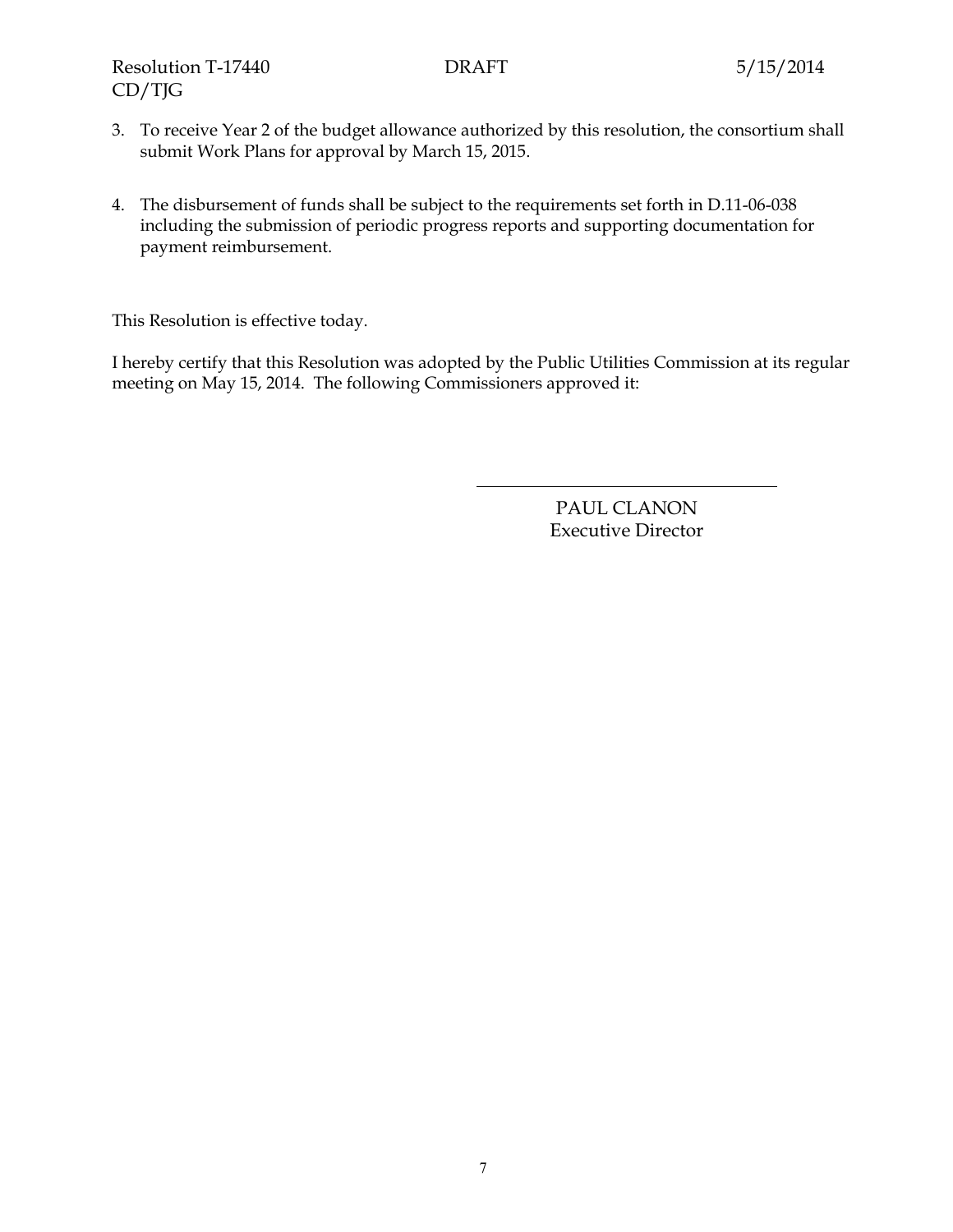3. To receive Year 2 of the budget allowance authorized by this resolution, the consortium shall submit Work Plans for approval by March 15, 2015.

4. The disbursement of funds shall be subject to the requirements set forth in D.11-06-038 including the submission of periodic progress reports and supporting documentation for payment reimbursement.

This Resolution is effective today.

I hereby certify that this Resolution was adopted by the Public Utilities Commission at its regular meeting on May 15, 2014. The following Commissioners approved it:

\_\_\_\_\_\_\_\_\_\_\_\_\_\_\_\_\_\_\_\_\_\_\_\_\_\_\_\_\_\_\_\_

PAUL CLANON  
Executive Director